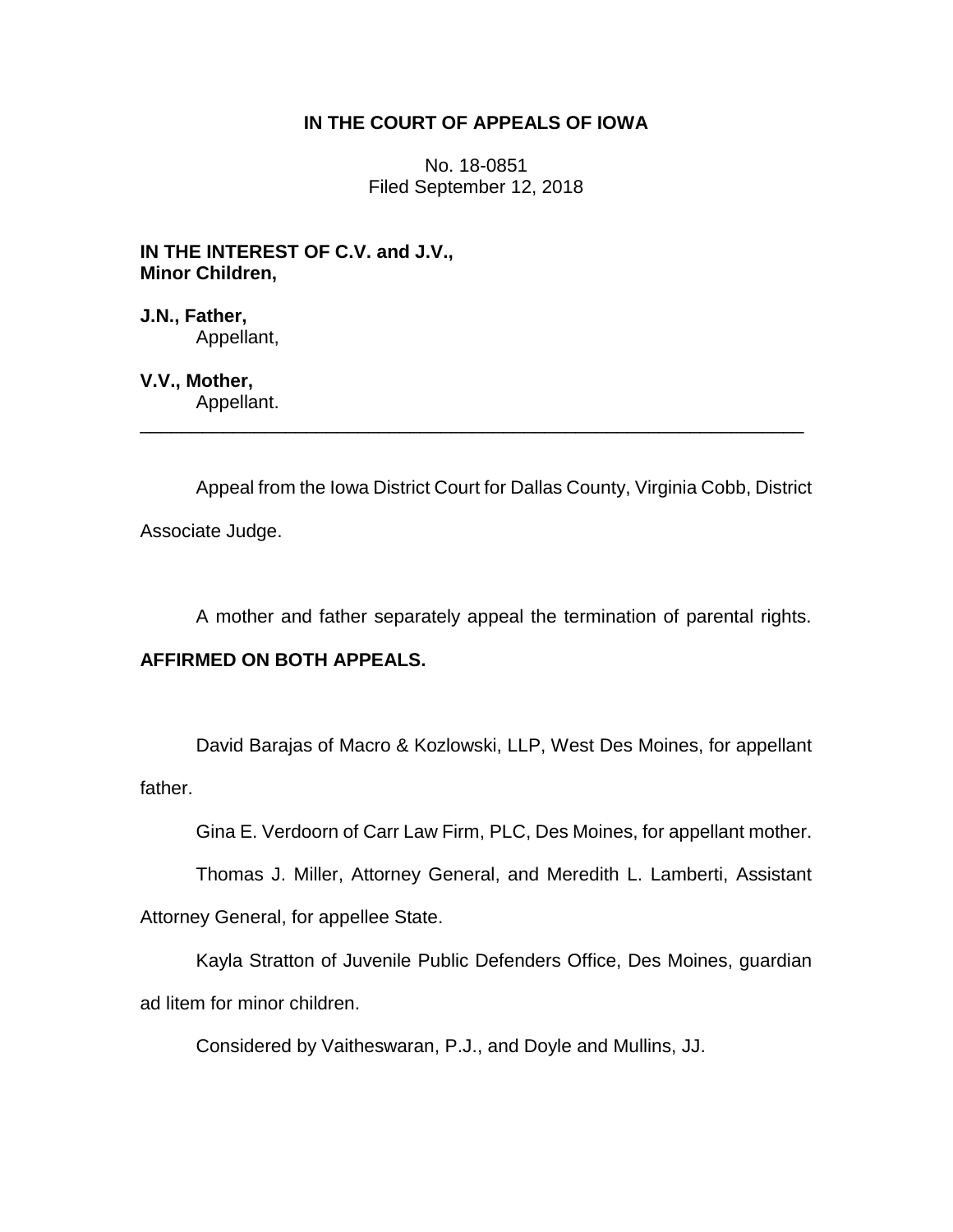# IN THE COURT OF APPEALS OF IOWA

No. 18-0851
Filed September 12, 2018

**IN THE INTEREST OF C.V. and J.V., Minor Children,**

**J.N., Father,**
Appellant,

**V.V., Mother,**
Appellant.

---

Appeal from the Iowa District Court for Dallas County, Virginia Cobb, District Associate Judge.

A mother and father separately appeal the termination of parental rights.

**AFFIRMED ON BOTH APPEALS.**

David Barajas of Macro & Kozlowski, LLP, West Des Moines, for appellant father.

Gina E. Verdoorn of Carr Law Firm, PLC, Des Moines, for appellant mother.

Thomas J. Miller, Attorney General, and Meredith L. Lamberti, Assistant Attorney General, for appellee State.

Kayla Stratton of Juvenile Public Defenders Office, Des Moines, guardian ad litem for minor children.

Considered by Vaitheswaran, P.J., and Doyle and Mullins, JJ.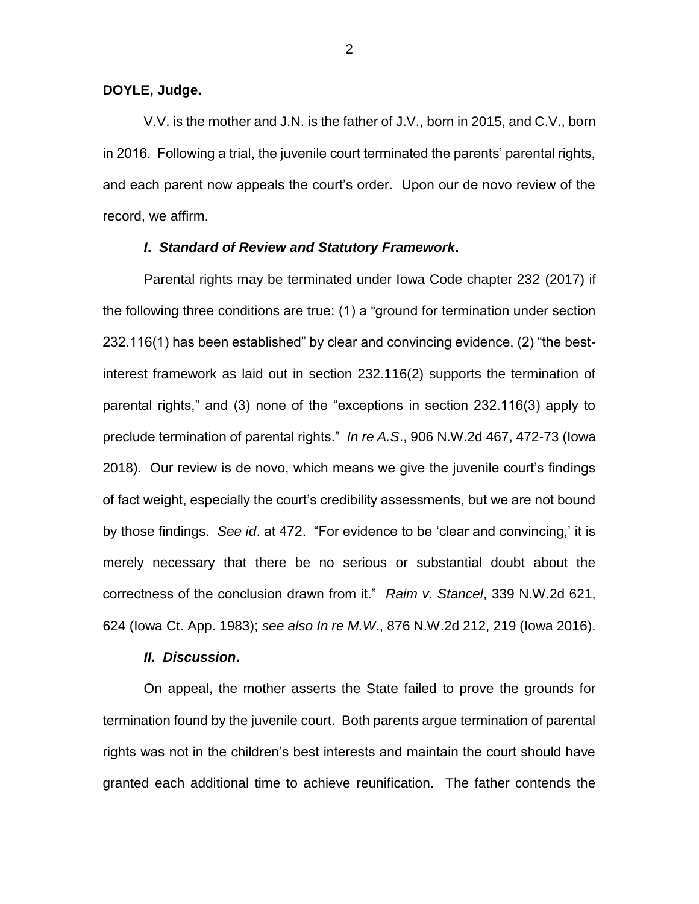**DOYLE, Judge.**

V.V. is the mother and J.N. is the father of J.V., born in 2015, and C.V., born in 2016. Following a trial, the juvenile court terminated the parents' parental rights, and each parent now appeals the court's order. Upon our de novo review of the record, we affirm.

### *I. Standard of Review and Statutory Framework***.**

Parental rights may be terminated under Iowa Code chapter 232 (2017) if the following three conditions are true: (1) a "ground for termination under section 232.116(1) has been established" by clear and convincing evidence, (2) "the best-interest framework as laid out in section 232.116(2) supports the termination of parental rights," and (3) none of the "exceptions in section 232.116(3) apply to preclude termination of parental rights." *In re A.S*., 906 N.W.2d 467, 472-73 (Iowa 2018). Our review is de novo, which means we give the juvenile court's findings of fact weight, especially the court's credibility assessments, but we are not bound by those findings. *See id*. at 472. "For evidence to be 'clear and convincing,' it is merely necessary that there be no serious or substantial doubt about the correctness of the conclusion drawn from it." *Raim v. Stancel*, 339 N.W.2d 621, 624 (Iowa Ct. App. 1983); *see also In re M.W*., 876 N.W.2d 212, 219 (Iowa 2016).

### *II. Discussion***.**

On appeal, the mother asserts the State failed to prove the grounds for termination found by the juvenile court. Both parents argue termination of parental rights was not in the children's best interests and maintain the court should have granted each additional time to achieve reunification. The father contends the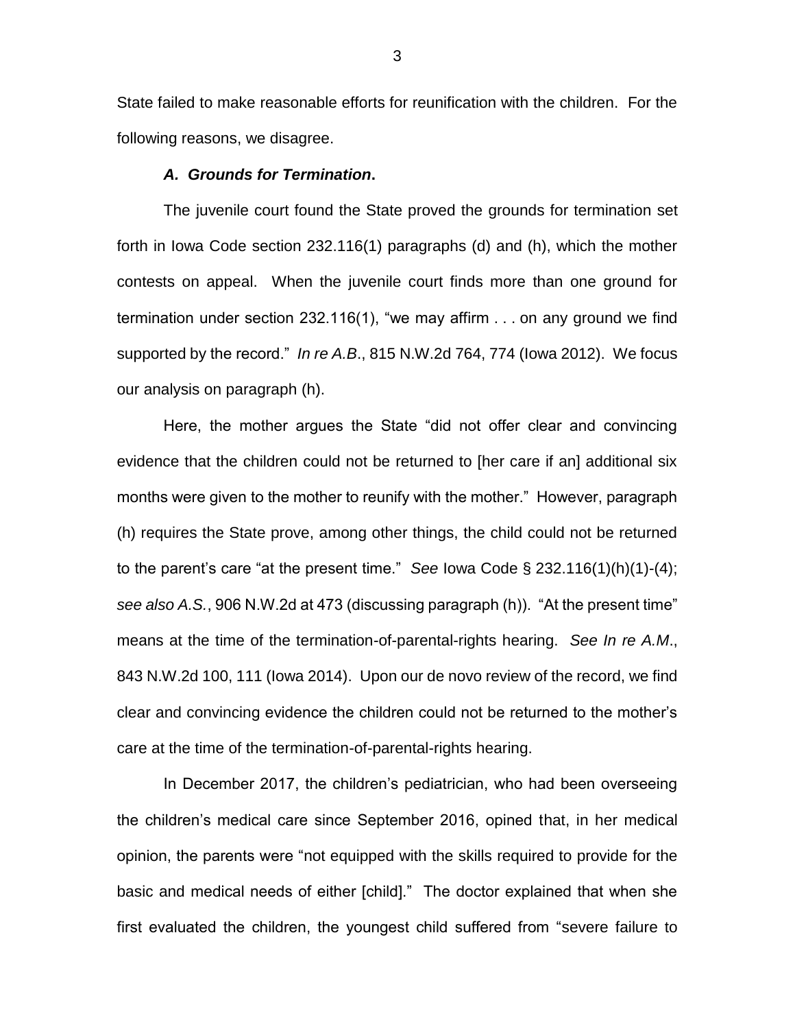State failed to make reasonable efforts for reunification with the children. For the following reasons, we disagree.

### *A. Grounds for Termination***.**

The juvenile court found the State proved the grounds for termination set forth in Iowa Code section 232.116(1) paragraphs (d) and (h), which the mother contests on appeal. When the juvenile court finds more than one ground for termination under section 232.116(1), "we may affirm . . . on any ground we find supported by the record." *In re A.B*., 815 N.W.2d 764, 774 (Iowa 2012). We focus our analysis on paragraph (h).

Here, the mother argues the State "did not offer clear and convincing evidence that the children could not be returned to [her care if an] additional six months were given to the mother to reunify with the mother." However, paragraph (h) requires the State prove, among other things, the child could not be returned to the parent's care "at the present time." *See* Iowa Code § 232.116(1)(h)(1)-(4); *see also A.S.*, 906 N.W.2d at 473 (discussing paragraph (h)). "At the present time" means at the time of the termination-of-parental-rights hearing. *See In re A.M*., 843 N.W.2d 100, 111 (Iowa 2014). Upon our de novo review of the record, we find clear and convincing evidence the children could not be returned to the mother's care at the time of the termination-of-parental-rights hearing.

In December 2017, the children's pediatrician, who had been overseeing the children's medical care since September 2016, opined that, in her medical opinion, the parents were "not equipped with the skills required to provide for the basic and medical needs of either [child]." The doctor explained that when she first evaluated the children, the youngest child suffered from "severe failure to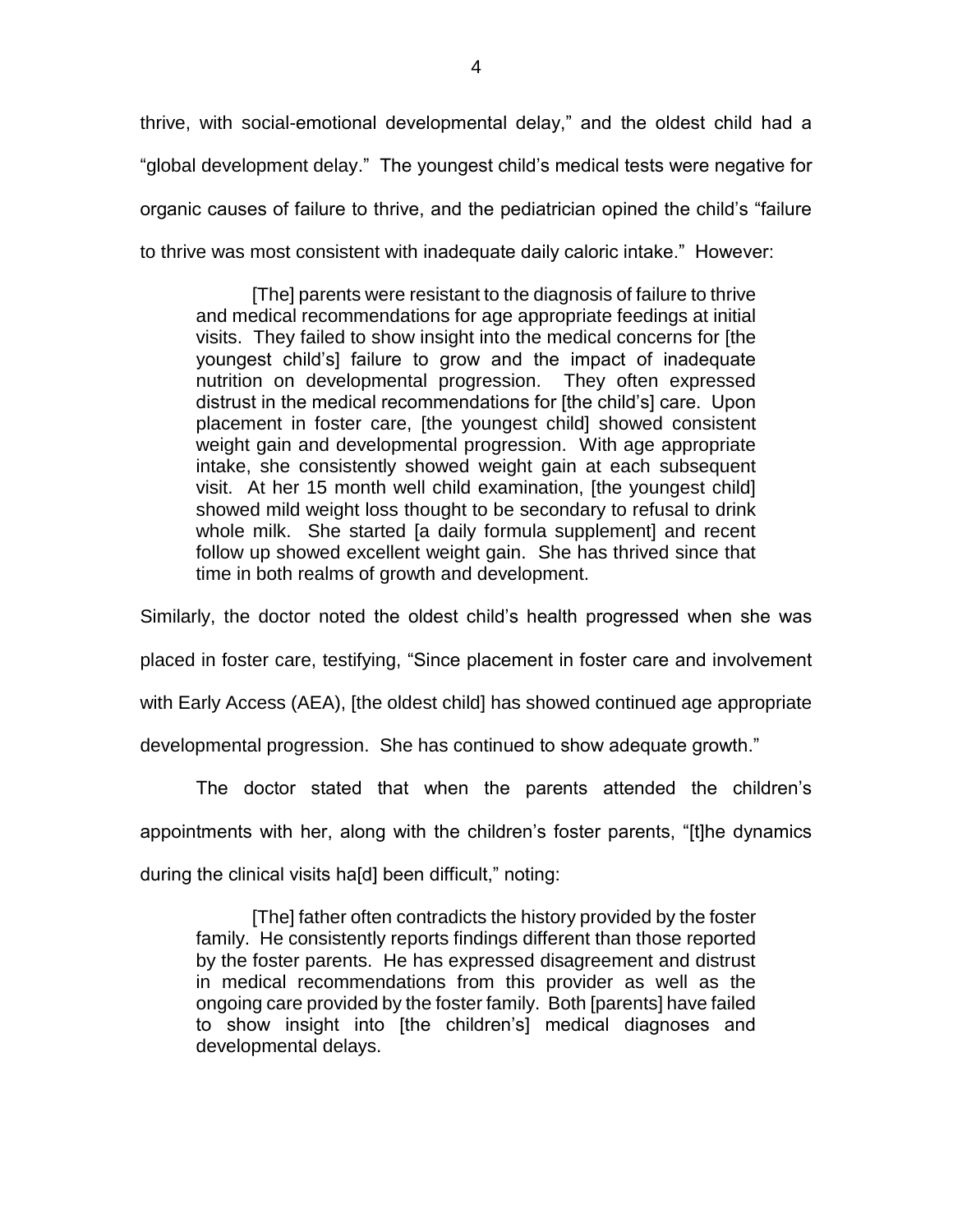thrive, with social-emotional developmental delay," and the oldest child had a "global development delay." The youngest child's medical tests were negative for organic causes of failure to thrive, and the pediatrician opined the child's "failure to thrive was most consistent with inadequate daily caloric intake." However:

> [The] parents were resistant to the diagnosis of failure to thrive and medical recommendations for age appropriate feedings at initial visits. They failed to show insight into the medical concerns for [the youngest child's] failure to grow and the impact of inadequate nutrition on developmental progression. They often expressed distrust in the medical recommendations for [the child's] care. Upon placement in foster care, [the youngest child] showed consistent weight gain and developmental progression. With age appropriate intake, she consistently showed weight gain at each subsequent visit. At her 15 month well child examination, [the youngest child] showed mild weight loss thought to be secondary to refusal to drink whole milk. She started [a daily formula supplement] and recent follow up showed excellent weight gain. She has thrived since that time in both realms of growth and development.

Similarly, the doctor noted the oldest child's health progressed when she was placed in foster care, testifying, "Since placement in foster care and involvement with Early Access (AEA), [the oldest child] has showed continued age appropriate developmental progression. She has continued to show adequate growth."

The doctor stated that when the parents attended the children's appointments with her, along with the children's foster parents, "[t]he dynamics during the clinical visits ha[d] been difficult," noting:

> [The] father often contradicts the history provided by the foster family. He consistently reports findings different than those reported by the foster parents. He has expressed disagreement and distrust in medical recommendations from this provider as well as the ongoing care provided by the foster family. Both [parents] have failed to show insight into [the children's] medical diagnoses and developmental delays.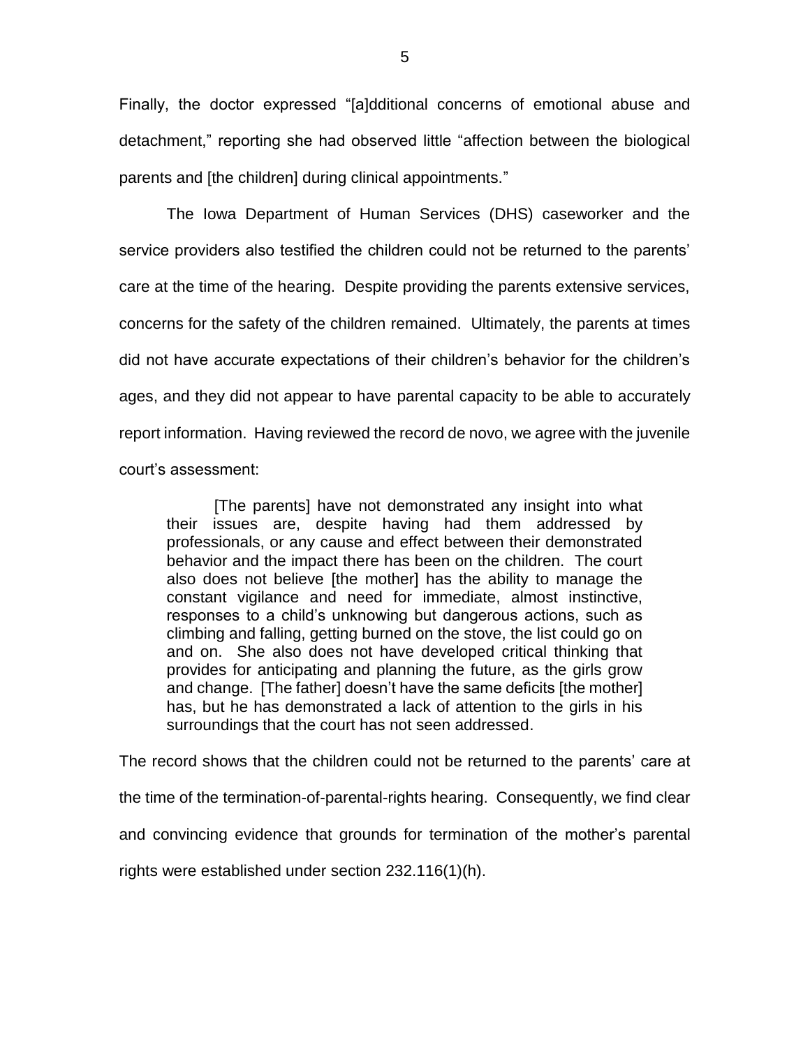Finally, the doctor expressed "[a]dditional concerns of emotional abuse and detachment," reporting she had observed little "affection between the biological parents and [the children] during clinical appointments."

The Iowa Department of Human Services (DHS) caseworker and the service providers also testified the children could not be returned to the parents' care at the time of the hearing. Despite providing the parents extensive services, concerns for the safety of the children remained. Ultimately, the parents at times did not have accurate expectations of their children's behavior for the children's ages, and they did not appear to have parental capacity to be able to accurately report information. Having reviewed the record de novo, we agree with the juvenile court's assessment:

> [The parents] have not demonstrated any insight into what their issues are, despite having had them addressed by professionals, or any cause and effect between their demonstrated behavior and the impact there has been on the children. The court also does not believe [the mother] has the ability to manage the constant vigilance and need for immediate, almost instinctive, responses to a child's unknowing but dangerous actions, such as climbing and falling, getting burned on the stove, the list could go on and on. She also does not have developed critical thinking that provides for anticipating and planning the future, as the girls grow and change. [The father] doesn't have the same deficits [the mother] has, but he has demonstrated a lack of attention to the girls in his surroundings that the court has not seen addressed.

The record shows that the children could not be returned to the parents' care at the time of the termination-of-parental-rights hearing. Consequently, we find clear and convincing evidence that grounds for termination of the mother's parental rights were established under section 232.116(1)(h).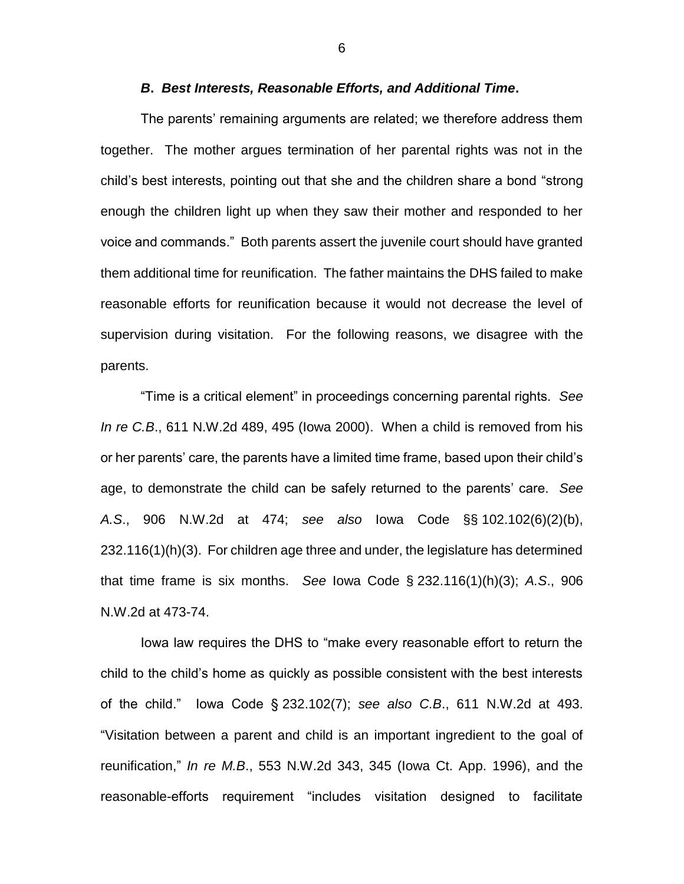### ***B. Best Interests, Reasonable Efforts, and Additional Time.***

The parents' remaining arguments are related; we therefore address them together. The mother argues termination of her parental rights was not in the child's best interests, pointing out that she and the children share a bond "strong enough the children light up when they saw their mother and responded to her voice and commands." Both parents assert the juvenile court should have granted them additional time for reunification. The father maintains the DHS failed to make reasonable efforts for reunification because it would not decrease the level of supervision during visitation. For the following reasons, we disagree with the parents.

"Time is a critical element" in proceedings concerning parental rights. *See In re C.B.*, 611 N.W.2d 489, 495 (Iowa 2000). When a child is removed from his or her parents' care, the parents have a limited time frame, based upon their child's age, to demonstrate the child can be safely returned to the parents' care. *See A.S.*, 906 N.W.2d at 474; *see also* Iowa Code §§ 102.102(6)(2)(b), 232.116(1)(h)(3). For children age three and under, the legislature has determined that time frame is six months. *See* Iowa Code § 232.116(1)(h)(3); *A.S.*, 906 N.W.2d at 473-74.

Iowa law requires the DHS to "make every reasonable effort to return the child to the child's home as quickly as possible consistent with the best interests of the child." Iowa Code § 232.102(7); *see also C.B.*, 611 N.W.2d at 493. "Visitation between a parent and child is an important ingredient to the goal of reunification," *In re M.B.*, 553 N.W.2d 343, 345 (Iowa Ct. App. 1996), and the reasonable-efforts requirement "includes visitation designed to facilitate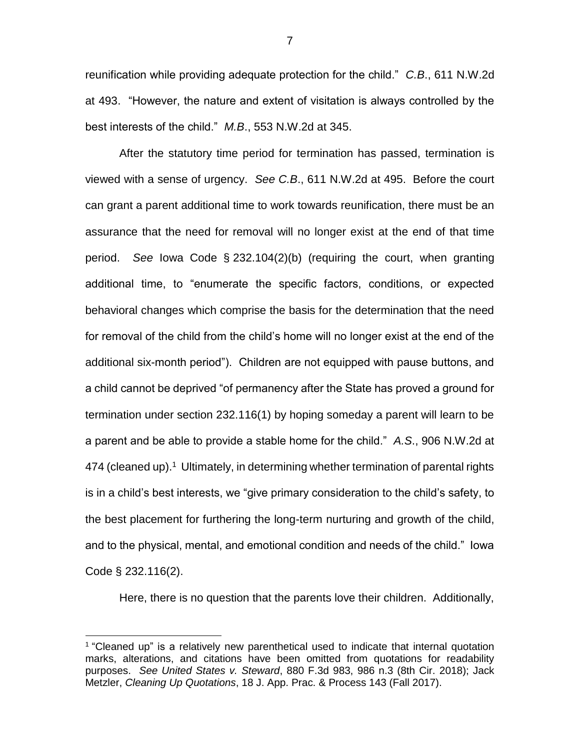reunification while providing adequate protection for the child." *C.B.*, 611 N.W.2d at 493. "However, the nature and extent of visitation is always controlled by the best interests of the child." *M.B.*, 553 N.W.2d at 345.

After the statutory time period for termination has passed, termination is viewed with a sense of urgency. *See C.B.*, 611 N.W.2d at 495. Before the court can grant a parent additional time to work towards reunification, there must be an assurance that the need for removal will no longer exist at the end of that time period. *See* Iowa Code § 232.104(2)(b) (requiring the court, when granting additional time, to "enumerate the specific factors, conditions, or expected behavioral changes which comprise the basis for the determination that the need for removal of the child from the child's home will no longer exist at the end of the additional six-month period"). Children are not equipped with pause buttons, and a child cannot be deprived "of permanency after the State has proved a ground for termination under section 232.116(1) by hoping someday a parent will learn to be a parent and be able to provide a stable home for the child." *A.S.*, 906 N.W.2d at 474 (cleaned up).[1] Ultimately, in determining whether termination of parental rights is in a child's best interests, we "give primary consideration to the child's safety, to the best placement for furthering the long-term nurturing and growth of the child, and to the physical, mental, and emotional condition and needs of the child." Iowa Code § 232.116(2).

Here, there is no question that the parents love their children. Additionally,

---

[1] "Cleaned up" is a relatively new parenthetical used to indicate that internal quotation marks, alterations, and citations have been omitted from quotations for readability purposes. *See United States v. Steward*, 880 F.3d 983, 986 n.3 (8th Cir. 2018); Jack Metzler, *Cleaning Up Quotations*, 18 J. App. Prac. & Process 143 (Fall 2017).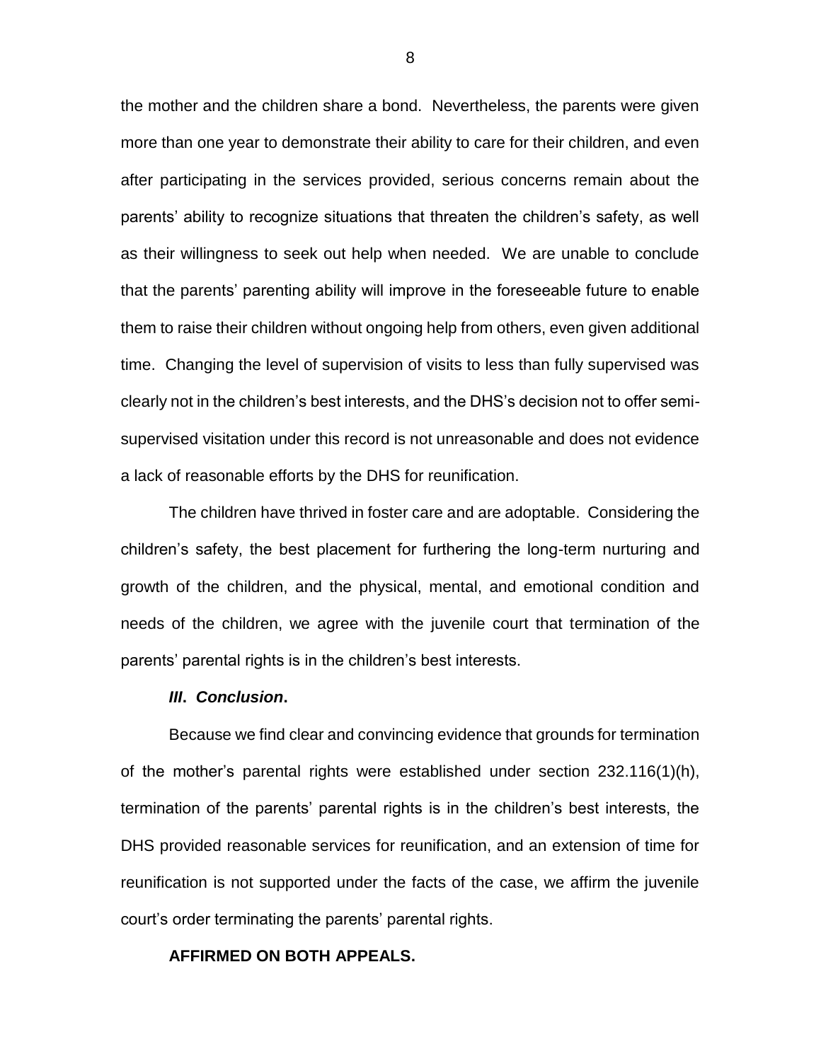the mother and the children share a bond. Nevertheless, the parents were given more than one year to demonstrate their ability to care for their children, and even after participating in the services provided, serious concerns remain about the parents' ability to recognize situations that threaten the children's safety, as well as their willingness to seek out help when needed. We are unable to conclude that the parents' parenting ability will improve in the foreseeable future to enable them to raise their children without ongoing help from others, even given additional time. Changing the level of supervision of visits to less than fully supervised was clearly not in the children's best interests, and the DHS's decision not to offer semi-supervised visitation under this record is not unreasonable and does not evidence a lack of reasonable efforts by the DHS for reunification.

The children have thrived in foster care and are adoptable. Considering the children's safety, the best placement for furthering the long-term nurturing and growth of the children, and the physical, mental, and emotional condition and needs of the children, we agree with the juvenile court that termination of the parents' parental rights is in the children's best interests.

### ***III. Conclusion***.

Because we find clear and convincing evidence that grounds for termination of the mother's parental rights were established under section 232.116(1)(h), termination of the parents' parental rights is in the children's best interests, the DHS provided reasonable services for reunification, and an extension of time for reunification is not supported under the facts of the case, we affirm the juvenile court's order terminating the parents' parental rights.

**AFFIRMED ON BOTH APPEALS.**